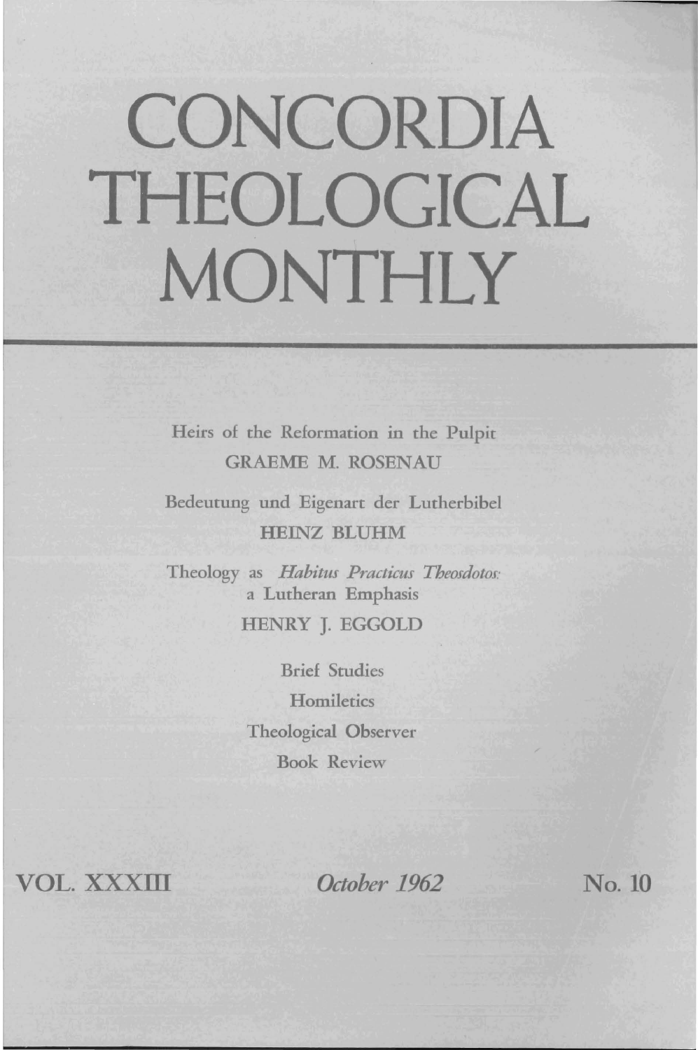# CONCORDIA THEOLOGICAL MONTHLY

Heirs of the Reformation in the Pulpit
GRAEME M. ROSENAU

Bedeutung und Eigenart der Lutherbibel
HEINZ BLUHM

Theology as *Habitus Practicus Theosdotos:* a Lutheran Emphasis
HENRY J. EGGOLD

Brief Studies

Homiletics

Theological Observer

Book Review

VOL. XXXIII *October 1962* No. 10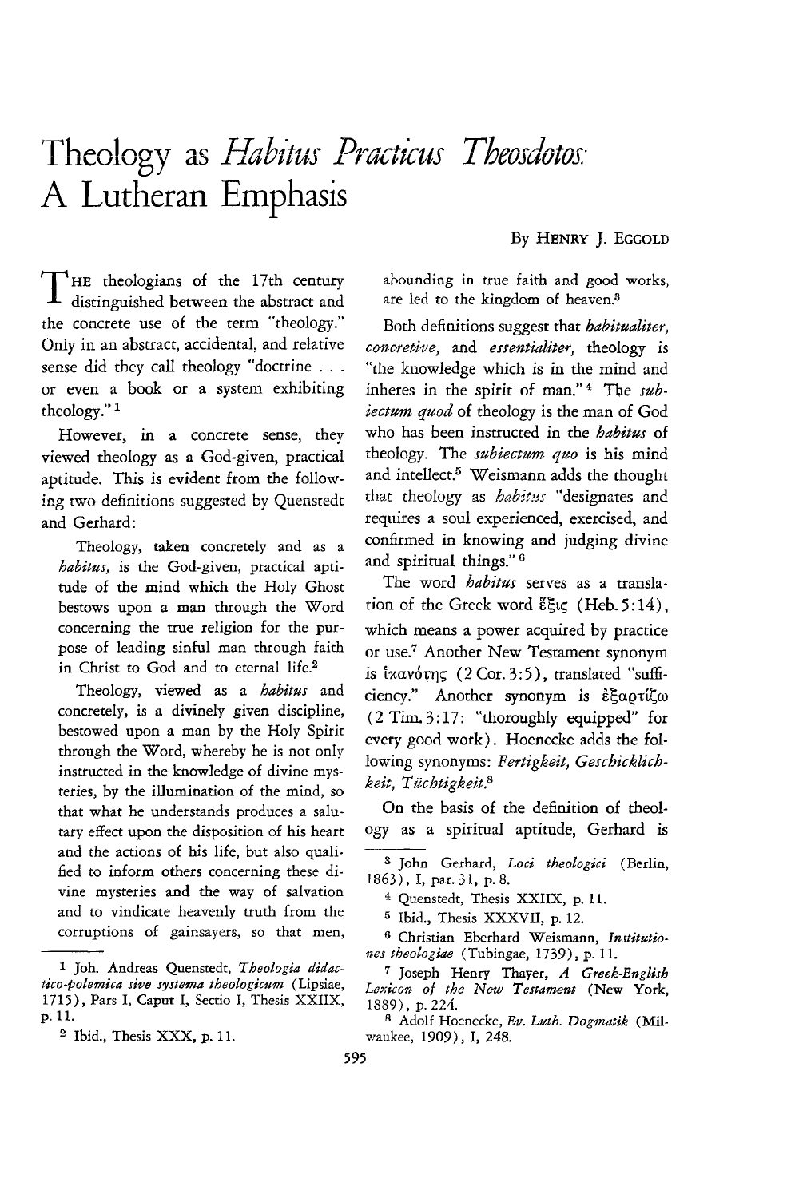# Theology as *Habitus Practicus Theosdotos*: A Lutheran Emphasis

By HENRY J. EGGOLD

The theologians of the 17th century distinguished between the abstract and the concrete use of the term "theology." Only in an abstract, accidental, and relative sense did they call theology "doctrine . . . or even a book or a system exhibiting theology." [1]

However, in a concrete sense, they viewed theology as a God-given, practical aptitude. This is evident from the following two definitions suggested by Quenstedt and Gerhard:

> Theology, taken concretely and as a *habitus*, is the God-given, practical aptitude of the mind which the Holy Ghost bestows upon a man through the Word concerning the true religion for the purpose of leading sinful man through faith in Christ to God and to eternal life.[2]

> Theology, viewed as a *habitus* and concretely, is a divinely given discipline, bestowed upon a man by the Holy Spirit through the Word, whereby he is not only instructed in the knowledge of divine mysteries, by the illumination of the mind, so that what he understands produces a salutary effect upon the disposition of his heart and the actions of his life, but also qualified to inform others concerning these divine mysteries and the way of salvation and to vindicate heavenly truth from the corruptions of gainsayers, so that men, abounding in true faith and good works, are led to the kingdom of heaven.[3]

Both definitions suggest that *habitualiter, concretive,* and *essentialiter,* theology is "the knowledge which is in the mind and inheres in the spirit of man." [4] The *subiectum quod* of theology is the man of God who has been instructed in the *habitus* of theology. The *subiectum quo* is his mind and intellect.[5] Weismann adds the thought that theology as *habitus* "designates and requires a soul experienced, exercised, and confirmed in knowing and judging divine and spiritual things." [6]

The word *habitus* serves as a translation of the Greek word ἕξις (Heb. 5:14), which means a power acquired by practice or use.[7] Another New Testament synonym is ἱκανότης (2 Cor. 3:5), translated "sufficiency." Another synonym is ἐξαρτίζω (2 Tim. 3:17: "thoroughly equipped" for every good work). Hoenecke adds the following synonyms: *Fertigkeit, Geschicklichkeit, Tüchtigkeit.*[8]

On the basis of the definition of theology as a spiritual aptitude, Gerhard is

---

[1] Joh. Andreas Quenstedt, *Theologia didactico-polemica sive systema theologicum* (Lipsiae, 1715), Pars I, Caput I, Sectio I, Thesis XXIIX, p. 11.

[2] Ibid., Thesis XXX, p. 11.

[3] John Gerhard, *Loci theologici* (Berlin, 1863), I, par. 31, p. 8.

[4] Quenstedt, Thesis XXIIX, p. 11.

[5] Ibid., Thesis XXXVII, p. 12.

[6] Christian Eberhard Weismann, *Institutiones theologiae* (Tubingae, 1739), p. 11.

[7] Joseph Henry Thayer, *A Greek-English Lexicon of the New Testament* (New York, 1889), p. 224.

[8] Adolf Hoenecke, *Ev. Luth. Dogmatik* (Milwaukee, 1909), I, 248.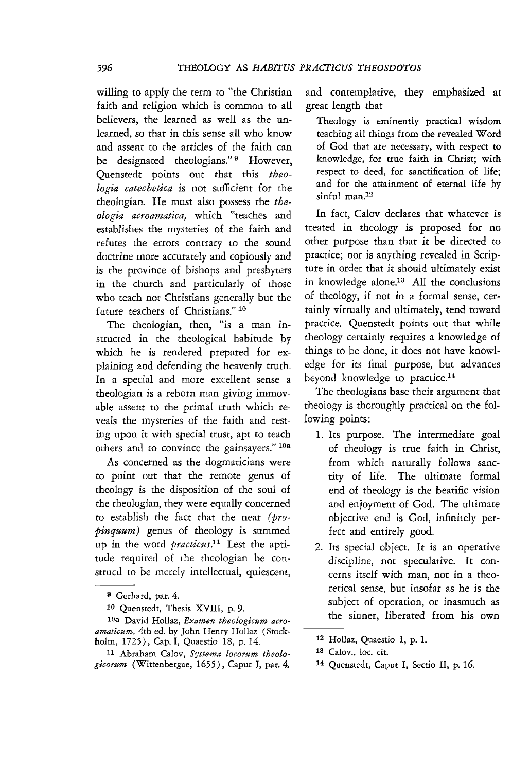willing to apply the term to "the Christian faith and religion which is common to all believers, the learned as well as the unlearned, so that in this sense all who know and assent to the articles of the faith can be designated theologians." [9] However, Quenstedt points out that this *theologia catechetica* is not sufficient for the theologian. He must also possess the *theologia acroamatica,* which "teaches and establishes the mysteries of the faith and refutes the errors contrary to the sound doctrine more accurately and copiously and is the province of bishops and presbyters in the church and particularly of those who teach not Christians generally but the future teachers of Christians." [10]

The theologian, then, "is a man instructed in the theological habitude by which he is rendered prepared for explaining and defending the heavenly truth. In a special and more excellent sense a theologian is a reborn man giving immovable assent to the primal truth which reveals the mysteries of the faith and resting upon it with special trust, apt to teach others and to convince the gainsayers." [10a]

As concerned as the dogmaticians were to point out that the remote genus of theology is the disposition of the soul of the theologian, they were equally concerned to establish the fact that the near *(propinquum)* genus of theology is summed up in the word *practicus.*[11] Lest the aptitude required of the theologian be construed to be merely intellectual, quiescent, and contemplative, they emphasized at great length that

> Theology is eminently practical wisdom teaching all things from the revealed Word of God that are necessary, with respect to knowledge, for true faith in Christ; with respect to deed, for sanctification of life; and for the attainment of eternal life by sinful man.[12]

In fact, Calov declares that whatever is treated in theology is proposed for no other purpose than that it be directed to practice; nor is anything revealed in Scripture in order that it should ultimately exist in knowledge alone.[13] All the conclusions of theology, if not in a formal sense, certainly virtually and ultimately, tend toward practice. Quenstedt points out that while theology certainly requires a knowledge of things to be done, it does not have knowledge for its final purpose, but advances beyond knowledge to practice.[14]

The theologians base their argument that theology is thoroughly practical on the following points:

1. Its purpose. The intermediate goal of theology is true faith in Christ, from which naturally follows sanctity of life. The ultimate formal end of theology is the beatific vision and enjoyment of God. The ultimate objective end is God, infinitely perfect and entirely good.
2. Its special object. It is an operative discipline, not speculative. It concerns itself with man, not in a theoretical sense, but insofar as he is the subject of operation, or inasmuch as the sinner, liberated from his own

---

9 Gerhard, par. 4.

10 Quenstedt, Thesis XVIII, p. 9.

10a David Hollaz, *Examen theologicum acroamaticum,* 4th ed. by John Henry Hollaz (Stockholm, 1725), Cap. I, Quaestio 18, p. 14.

11 Abraham Calov, *Systema locorum theologicorum* (Wittenbergae, 1655), Caput I, par. 4.

12 Hollaz, Quaestio 1, p. 1.

13 Calov., loc. cit.

14 Quenstedt, Caput I, Sectio II, p. 16.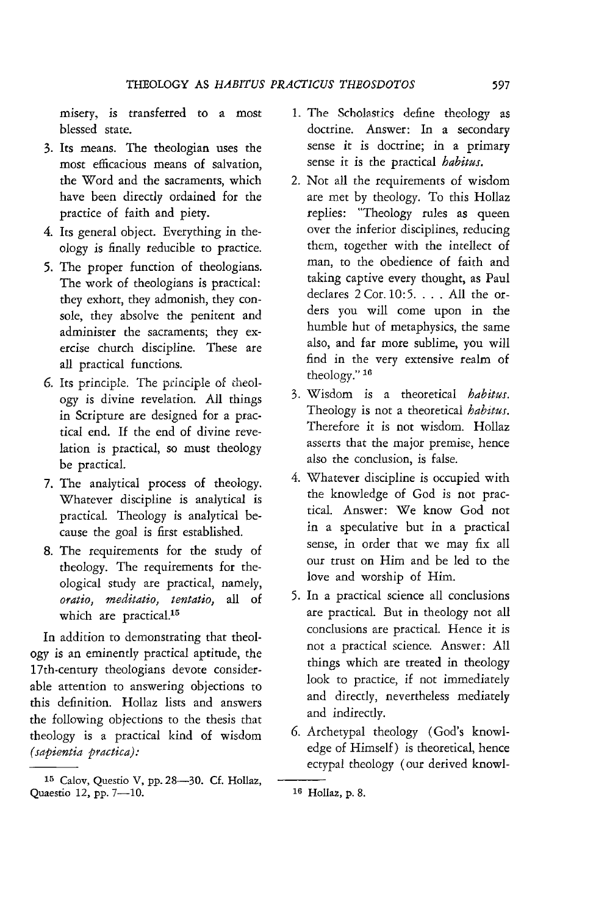misery, is transferred to a most blessed state.

3. Its means. The theologian uses the most efficacious means of salvation, the Word and the sacraments, which have been directly ordained for the practice of faith and piety.
4. Its general object. Everything in theology is finally reducible to practice.
5. The proper function of theologians. The work of theologians is practical: they exhort, they admonish, they console, they absolve the penitent and administer the sacraments; they exercise church discipline. These are all practical functions.
6. Its principle. The principle of theology is divine revelation. All things in Scripture are designed for a practical end. If the end of divine revelation is practical, so must theology be practical.
7. The analytical process of theology. Whatever discipline is analytical is practical. Theology is analytical because the goal is first established.
8. The requirements for the study of theology. The requirements for theological study are practical, namely, *oratio, meditatio, tentatio,* all of which are practical.[15]

In addition to demonstrating that theology is an eminently practical aptitude, the 17th-century theologians devote considerable attention to answering objections to this definition. Hollaz lists and answers the following objections to the thesis that theology is a practical kind of wisdom *(sapientia practica)*:

1. The Scholastics define theology as doctrine. Answer: In a secondary sense it is doctrine; in a primary sense it is the practical *habitus.*
2. Not all the requirements of wisdom are met by theology. To this Hollaz replies: "Theology rules as queen over the inferior disciplines, reducing them, together with the intellect of man, to the obedience of faith and taking captive every thought, as Paul declares 2 Cor. 10:5. . . . All the orders you will come upon in the humble hut of metaphysics, the same also, and far more sublime, you will find in the very extensive realm of theology."[16]
3. Wisdom is a theoretical *habitus.* Theology is not a theoretical *habitus.* Therefore it is not wisdom. Hollaz asserts that the major premise, hence also the conclusion, is false.
4. Whatever discipline is occupied with the knowledge of God is not practical. Answer: We know God not in a speculative but in a practical sense, in order that we may fix all our trust on Him and be led to the love and worship of Him.
5. In a practical science all conclusions are practical. But in theology not all conclusions are practical. Hence it is not a practical science. Answer: All things which are treated in theology look to practice, if not immediately and directly, nevertheless mediately and indirectly.
6. Archetypal theology (God's knowledge of Himself) is theoretical, hence ectypal theology (our derived knowl-

---

[15] Calov, Questio V, pp. 28—30. Cf. Hollaz, Quaestio 12, pp. 7—10.

[16] Hollaz, p. 8.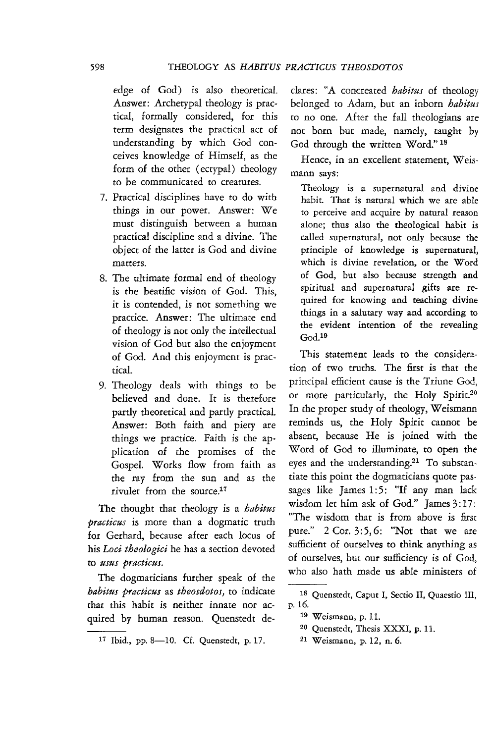edge of God) is also theoretical. Answer: Archetypal theology is practical, formally considered, for this term designates the practical act of understanding by which God conceives knowledge of Himself, as the form of the other (ectypal) theology to be communicated to creatures.

7. Practical disciplines have to do with things in our power. Answer: We must distinguish between a human practical discipline and a divine. The object of the latter is God and divine matters.
8. The ultimate formal end of theology is the beatific vision of God. This, it is contended, is not something we practice. Answer: The ultimate end of theology is not only the intellectual vision of God but also the enjoyment of God. And this enjoyment is practical.
9. Theology deals with things to be believed and done. It is therefore partly theoretical and partly practical. Answer: Both faith and piety are things we practice. Faith is the application of the promises of the Gospel. Works flow from faith as the ray from the sun and as the rivulet from the source.[17]

The thought that theology is a *habitus practicus* is more than a dogmatic truth for Gerhard, because after each locus of his *Loci theologici* he has a section devoted to *usus practicus*.

The dogmaticians further speak of the *habitus practicus* as *theosdotos,* to indicate that this habit is neither innate nor acquired by human reason. Quenstedt declares: "A concreated *habitus* of theology belonged to Adam, but an inborn *habitus* to no one. After the fall theologians are not born but made, namely, taught by God through the written Word." [18]

Hence, in an excellent statement, Weismann says:

> Theology is a supernatural and divine habit. That is natural which we are able to perceive and acquire by natural reason alone; thus also the theological habit is called supernatural, not only because the principle of knowledge is supernatural, which is divine revelation, or the Word of God, but also because strength and spiritual and supernatural gifts are required for knowing and teaching divine things in a salutary way and according to the evident intention of the revealing God.[19]

This statement leads to the consideration of two truths. The first is that the principal efficient cause is the Triune God, or more particularly, the Holy Spirit.[20] In the proper study of theology, Weismann reminds us, the Holy Spirit cannot be absent, because He is joined with the Word of God to illuminate, to open the eyes and the understanding.[21] To substantiate this point the dogmaticians quote passages like James 1:5: "If any man lack wisdom let him ask of God." James 3:17: "The wisdom that is from above is first pure." 2 Cor. 3:5, 6: "Not that we are sufficient of ourselves to think anything as of ourselves, but our sufficiency is of God, who also hath made us able ministers of

---

[17] Ibid., pp. 8—10. Cf. Quenstedt, p. 17.

[18] Quenstedt, Caput I, Sectio II, Quaestio III, p. 16.

[19] Weismann, p. 11.

[20] Quenstedt, Thesis XXXI, p. 11.

[21] Weismann, p. 12, n. 6.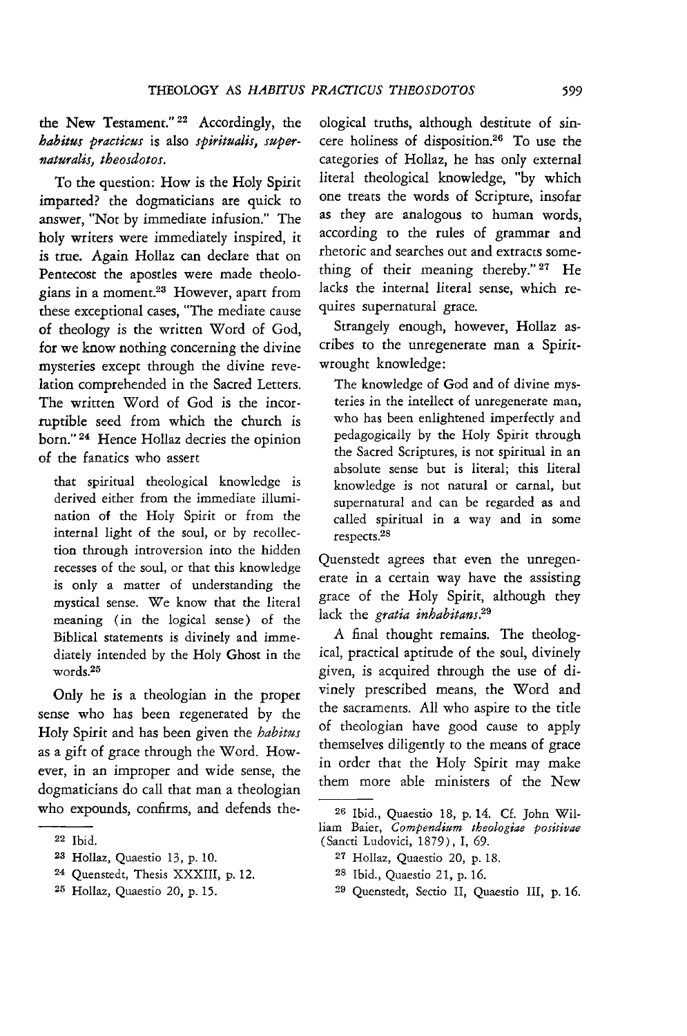the New Testament."[22] Accordingly, the ***habitus practicus*** is also *spiritualis, supernaturalis, theosdotos.*

To the question: How is the Holy Spirit imparted? the dogmaticians are quick to answer, "Not by immediate infusion." The holy writers were immediately inspired, it is true. Again Hollaz can declare that on Pentecost the apostles were made theologians in a moment.[23] However, apart from these exceptional cases, "The mediate cause of theology is the written Word of God, for we know nothing concerning the divine mysteries except through the divine revelation comprehended in the Sacred Letters. The written Word of God is the incorruptible seed from which the church is born."[24] Hence Hollaz decries the opinion of the fanatics who assert

> that spiritual theological knowledge is derived either from the immediate illumination of the Holy Spirit or from the internal light of the soul, or by recollection through introversion into the hidden recesses of the soul, or that this knowledge is only a matter of understanding the mystical sense. We know that the literal meaning (in the logical sense) of the Biblical statements is divinely and immediately intended by the Holy Ghost in the words.[25]

Only he is a theologian in the proper sense who has been regenerated by the Holy Spirit and has been given the *habitus* as a gift of grace through the Word. However, in an improper and wide sense, the dogmaticians do call that man a theologian who expounds, confirms, and defends theological truths, although destitute of sincere holiness of disposition.[26] To use the categories of Hollaz, he has only external literal theological knowledge, "by which one treats the words of Scripture, insofar as they are analogous to human words, according to the rules of grammar and rhetoric and searches out and extracts something of their meaning thereby."[27] He lacks the internal literal sense, which requires supernatural grace.

Strangely enough, however, Hollaz ascribes to the unregenerate man a Spirit-wrought knowledge:

> The knowledge of God and of divine mysteries in the intellect of unregenerate man, who has been enlightened imperfectly and pedagogically by the Holy Spirit through the Sacred Scriptures, is not spiritual in an absolute sense but is literal; this literal knowledge is not natural or carnal, but supernatural and can be regarded as and called spiritual in a way and in some respects.[28]

Quenstedt agrees that even the unregenerate in a certain way have the assisting grace of the Holy Spirit, although they lack the *gratia inhabitans*.[29]

A final thought remains. The theological, practical aptitude of the soul, divinely given, is acquired through the use of divinely prescribed means, the Word and the sacraments. All who aspire to the title of theologian have good cause to apply themselves diligently to the means of grace in order that the Holy Spirit may make them more able ministers of the New

---

22 Ibid.

23 Hollaz, Quaestio 13, p. 10.

24 Quenstedt, Thesis XXXIII, p. 12.

25 Hollaz, Quaestio 20, p. 15.

26 Ibid., Quaestio 18, p. 14. Cf. John William Baier, *Compendium theologiae positivae* (Sancti Ludovici, 1879), I, 69.

27 Hollaz, Quaestio 20, p. 18.

28 Ibid., Quaestio 21, p. 16.

29 Quenstedt, Sectio II, Quaestio III, p. 16.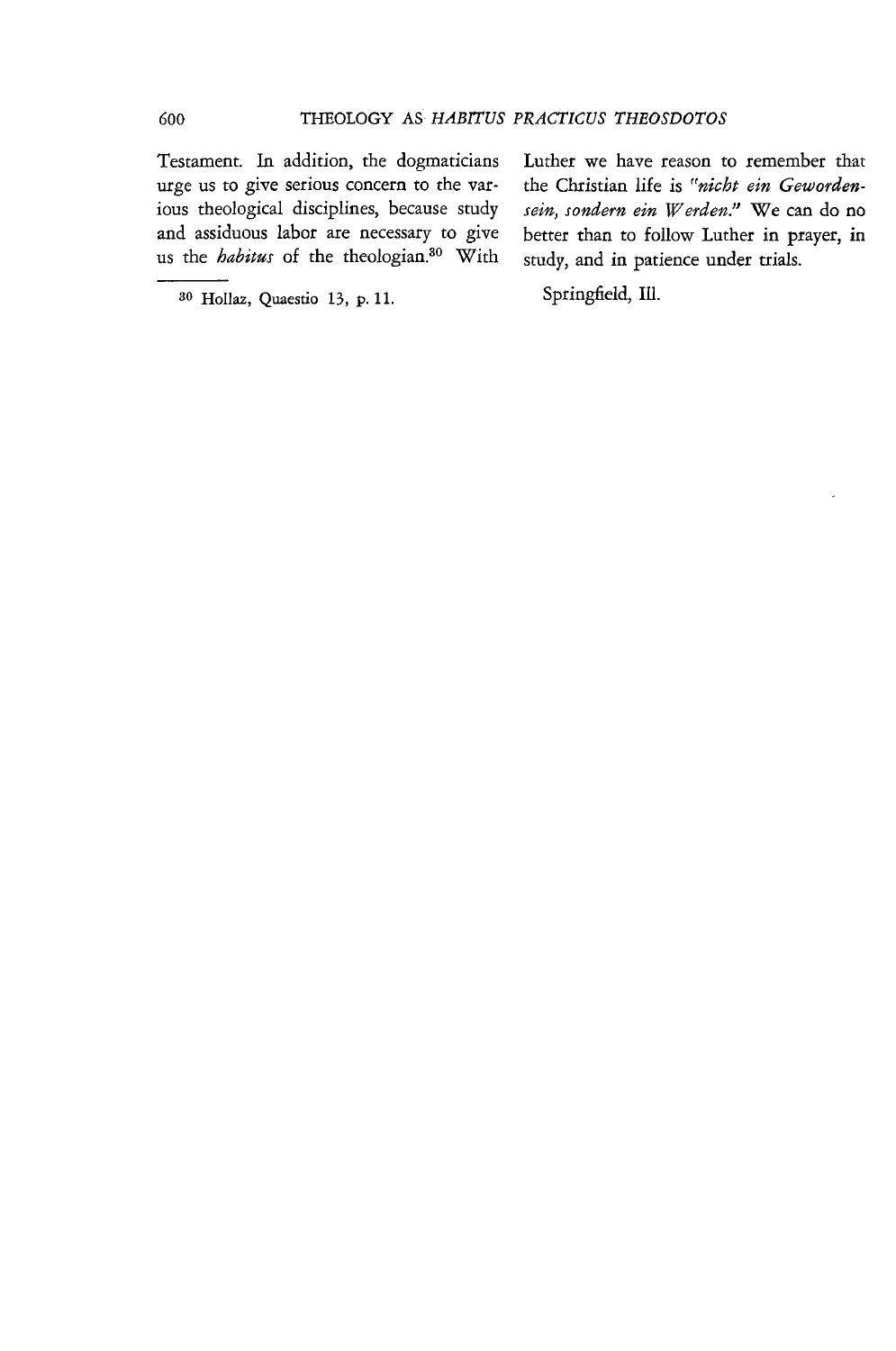Testament. In addition, the dogmaticians urge us to give serious concern to the various theological disciplines, because study and assiduous labor are necessary to give us the *habitus* of the theologian.[30] With Luther we have reason to remember that the Christian life is *"nicht ein Gewordensein, sondern ein Werden."* We can do no better than to follow Luther in prayer, in study, and in patience under trials.

Springfield, Ill.

---

[30] Hollaz, Quaestio 13, p. 11.